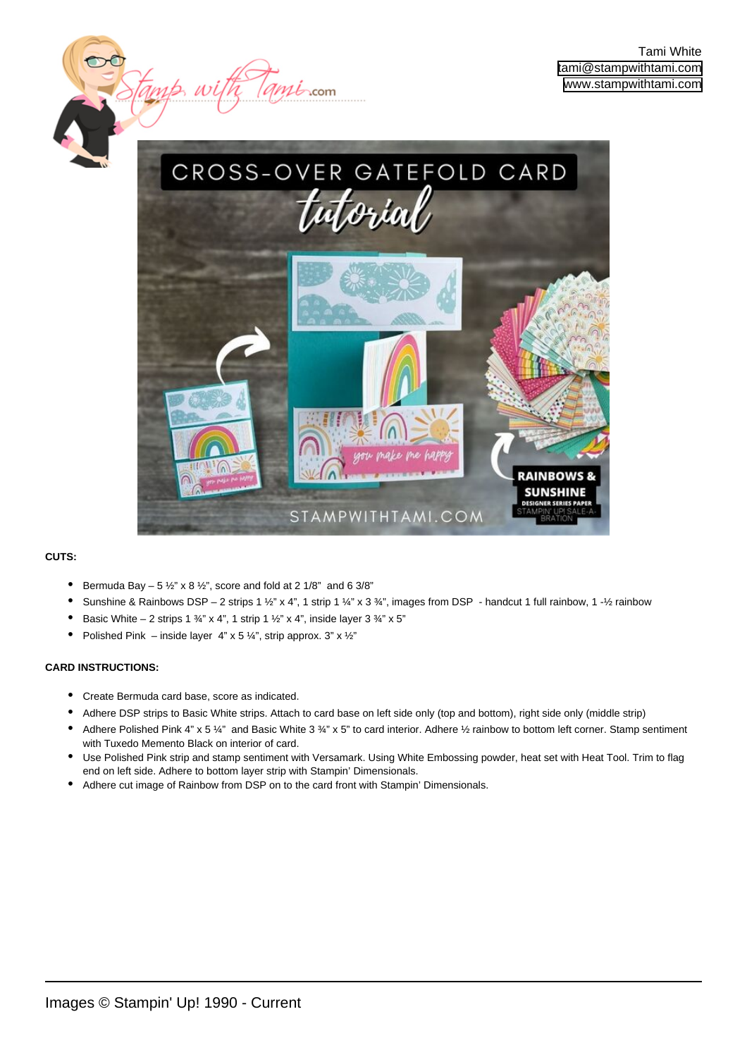Tami White
tami@stampwithtami.com
www.stampwithtami.com

**CUTS:**

- Bermuda Bay – 5 ½" x 8 ½", score and fold at 2 1/8" and 6 3/8"
- Sunshine & Rainbows DSP – 2 strips 1 ½" x 4", 1 strip 1 ¼" x 3 ¾", images from DSP - handcut 1 full rainbow, 1 -½ rainbow
- Basic White – 2 strips 1 ¾" x 4", 1 strip 1 ½" x 4", inside layer 3 ¾" x 5"
- Polished Pink – inside layer 4" x 5 ¼", strip approx. 3" x ½"

**CARD INSTRUCTIONS:**

- Create Bermuda card base, score as indicated.
- Adhere DSP strips to Basic White strips. Attach to card base on left side only (top and bottom), right side only (middle strip)
- Adhere Polished Pink 4" x 5 ¼" and Basic White 3 ¾" x 5" to card interior. Adhere ½ rainbow to bottom left corner. Stamp sentiment with Tuxedo Memento Black on interior of card.
- Use Polished Pink strip and stamp sentiment with Versamark. Using White Embossing powder, heat set with Heat Tool. Trim to flag end on left side. Adhere to bottom layer strip with Stampin' Dimensionals.
- Adhere cut image of Rainbow from DSP on to the card front with Stampin' Dimensionals.

Images © Stampin' Up! 1990 - Current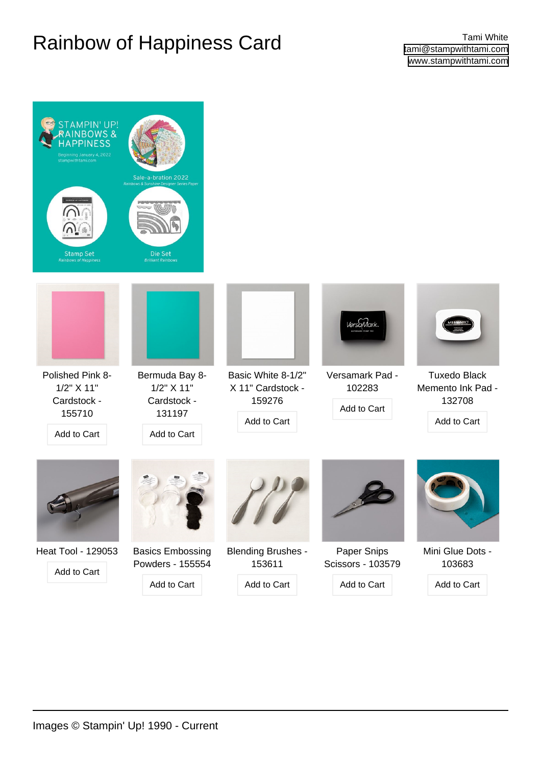# Rainbow of Happiness Card

Tami White
tami@stampwithtami.com
www.stampwithtami.com

Polished Pink 8-1/2" X 11" Cardstock - 155710

Add to Cart

Bermuda Bay 8-1/2" X 11" Cardstock - 131197

Add to Cart

Basic White 8-1/2" X 11" Cardstock - 159276

Add to Cart

Versamark Pad - 102283

Add to Cart

Tuxedo Black Memento Ink Pad - 132708

Add to Cart

Heat Tool - 129053

Add to Cart

Basics Embossing Powders - 155554

Add to Cart

Blending Brushes - 153611

Add to Cart

Paper Snips Scissors - 103579

Add to Cart

Mini Glue Dots - 103683

Add to Cart

Images © Stampin' Up! 1990 - Current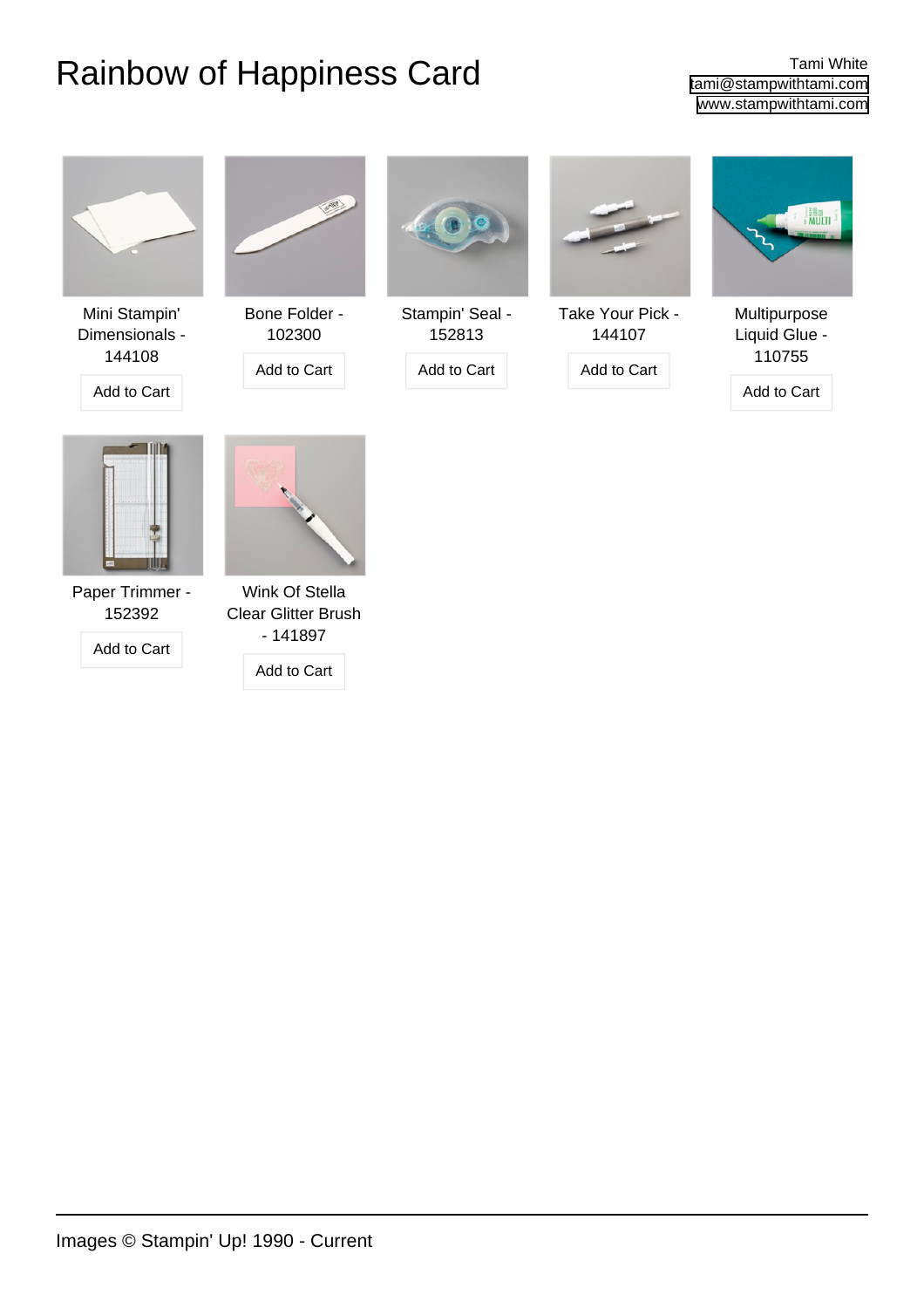# Rainbow of Happiness Card

Tami White
tami@stampwithtami.com
www.stampwithtami.com

Mini Stampin' Dimensionals - 144108

Add to Cart

Bone Folder - 102300

Add to Cart

Stampin' Seal - 152813

Add to Cart

Take Your Pick - 144107

Add to Cart

Multipurpose Liquid Glue - 110755

Add to Cart

Paper Trimmer - 152392

Add to Cart

Wink Of Stella Clear Glitter Brush - 141897

Add to Cart

Images © Stampin' Up! 1990 - Current